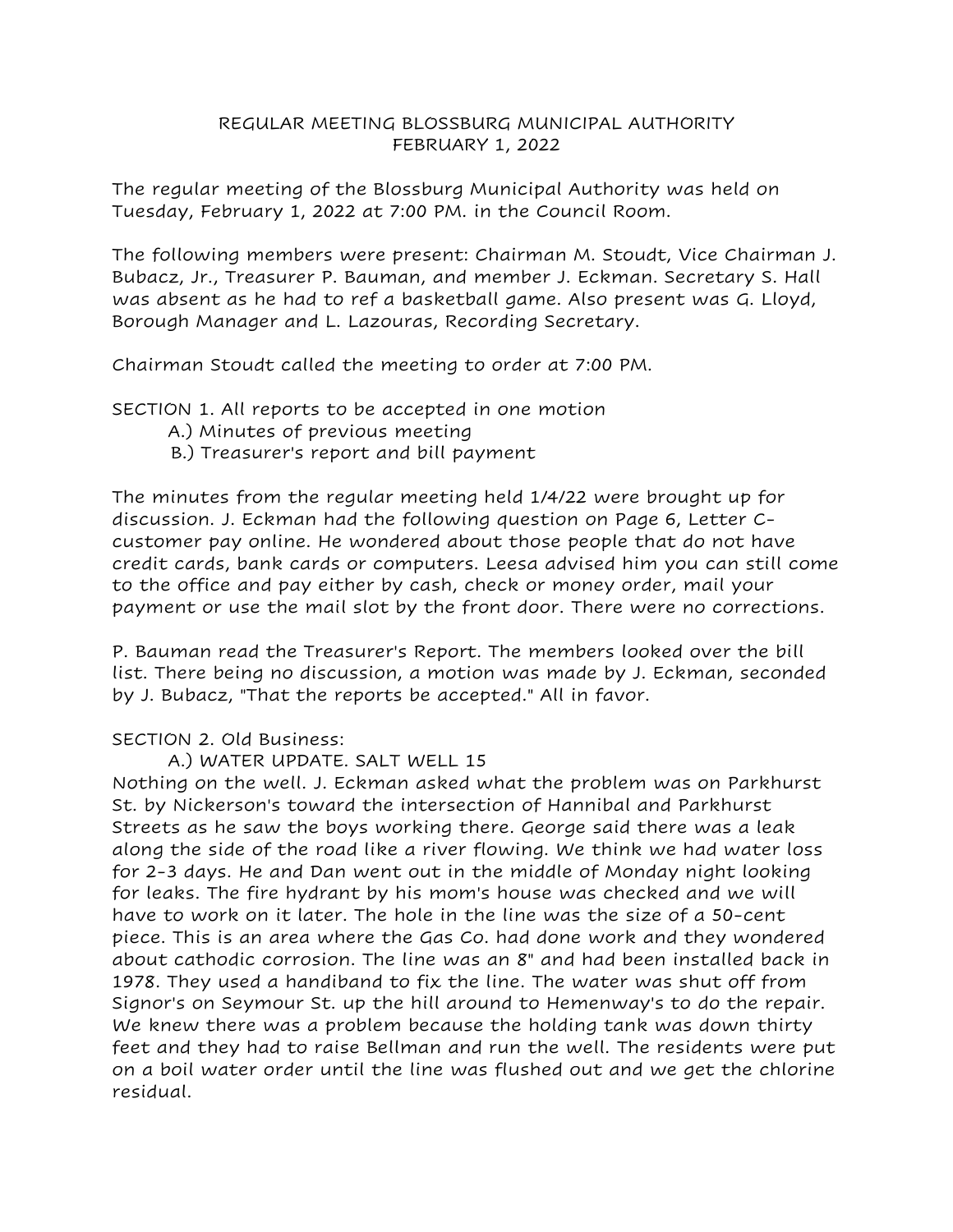# REGULAR MEETING BLOSSBURG MUNICIPAL AUTHORITY
## FEBRUARY 1, 2022

The regular meeting of the Blossburg Municipal Authority was held on Tuesday, February 1, 2022 at 7:00 PM. in the Council Room.

The following members were present: Chairman M. Stoudt, Vice Chairman J. Bubacz, Jr., Treasurer P. Bauman, and member J. Eckman. Secretary S. Hall was absent as he had to ref a basketball game. Also present was G. Lloyd, Borough Manager and L. Lazouras, Recording Secretary.

Chairman Stoudt called the meeting to order at 7:00 PM.

SECTION 1. All reports to be accepted in one motion
  A.) Minutes of previous meeting
  B.) Treasurer's report and bill payment

The minutes from the regular meeting held 1/4/22 were brought up for discussion. J. Eckman had the following question on Page 6, Letter C-customer pay online. He wondered about those people that do not have credit cards, bank cards or computers. Leesa advised him you can still come to the office and pay either by cash, check or money order, mail your payment or use the mail slot by the front door. There were no corrections.

P. Bauman read the Treasurer's Report. The members looked over the bill list. There being no discussion, a motion was made by J. Eckman, seconded by J. Bubacz, "That the reports be accepted." All in favor.

SECTION 2. Old Business:
  A.) WATER UPDATE. SALT WELL 15

Nothing on the well. J. Eckman asked what the problem was on Parkhurst St. by Nickerson's toward the intersection of Hannibal and Parkhurst Streets as he saw the boys working there. George said there was a leak along the side of the road like a river flowing. We think we had water loss for 2-3 days. He and Dan went out in the middle of Monday night looking for leaks. The fire hydrant by his mom's house was checked and we will have to work on it later. The hole in the line was the size of a 50-cent piece. This is an area where the Gas Co. had done work and they wondered about cathodic corrosion. The line was an 8" and had been installed back in 1978. They used a handiband to fix the line. The water was shut off from Signor's on Seymour St. up the hill around to Hemenway's to do the repair. We knew there was a problem because the holding tank was down thirty feet and they had to raise Bellman and run the well. The residents were put on a boil water order until the line was flushed out and we get the chlorine residual.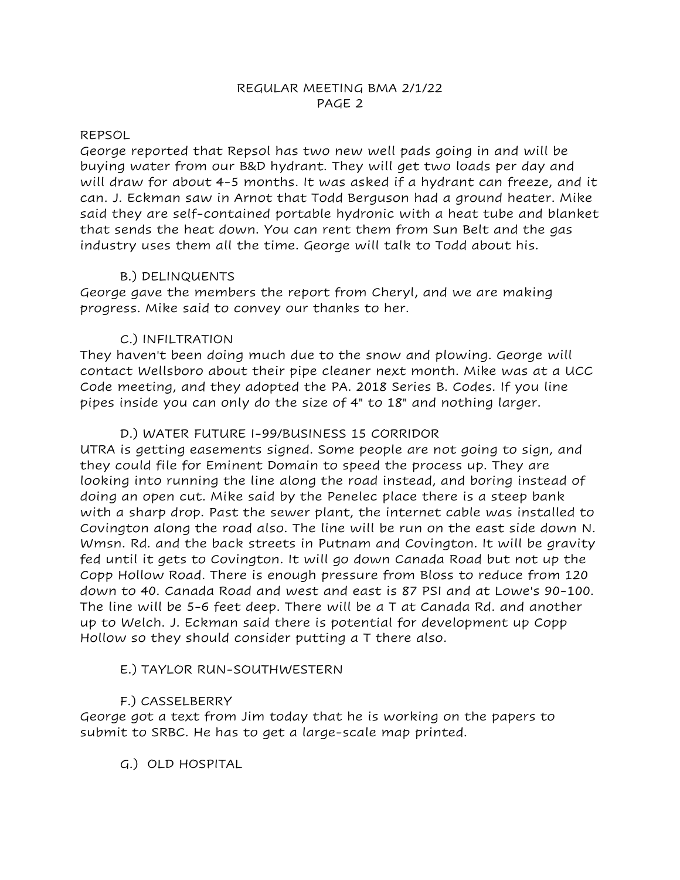REPSOL

George reported that Repsol has two new well pads going in and will be buying water from our B&D hydrant. They will get two loads per day and will draw for about 4-5 months. It was asked if a hydrant can freeze, and it can. J. Eckman saw in Arnot that Todd Berguson had a ground heater. Mike said they are self-contained portable hydronic with a heat tube and blanket that sends the heat down. You can rent them from Sun Belt and the gas industry uses them all the time. George will talk to Todd about his.

B.) DELINQUENTS

George gave the members the report from Cheryl, and we are making progress. Mike said to convey our thanks to her.

C.) INFILTRATION

They haven't been doing much due to the snow and plowing. George will contact Wellsboro about their pipe cleaner next month. Mike was at a UCC Code meeting, and they adopted the PA. 2018 Series B. Codes. If you line pipes inside you can only do the size of 4" to 18" and nothing larger.

D.) WATER FUTURE I-99/BUSINESS 15 CORRIDOR

UTRA is getting easements signed. Some people are not going to sign, and they could file for Eminent Domain to speed the process up. They are looking into running the line along the road instead, and boring instead of doing an open cut. Mike said by the Penelec place there is a steep bank with a sharp drop. Past the sewer plant, the internet cable was installed to Covington along the road also. The line will be run on the east side down N. Wmsn. Rd. and the back streets in Putnam and Covington. It will be gravity fed until it gets to Covington. It will go down Canada Road but not up the Copp Hollow Road. There is enough pressure from Bloss to reduce from 120 down to 40. Canada Road and west and east is 87 PSI and at Lowe's 90-100. The line will be 5-6 feet deep. There will be a T at Canada Rd. and another up to Welch. J. Eckman said there is potential for development up Copp Hollow so they should consider putting a T there also.

E.) TAYLOR RUN-SOUTHWESTERN

F.) CASSELBERRY

George got a text from Jim today that he is working on the papers to submit to SRBC. He has to get a large-scale map printed.

G.) OLD HOSPITAL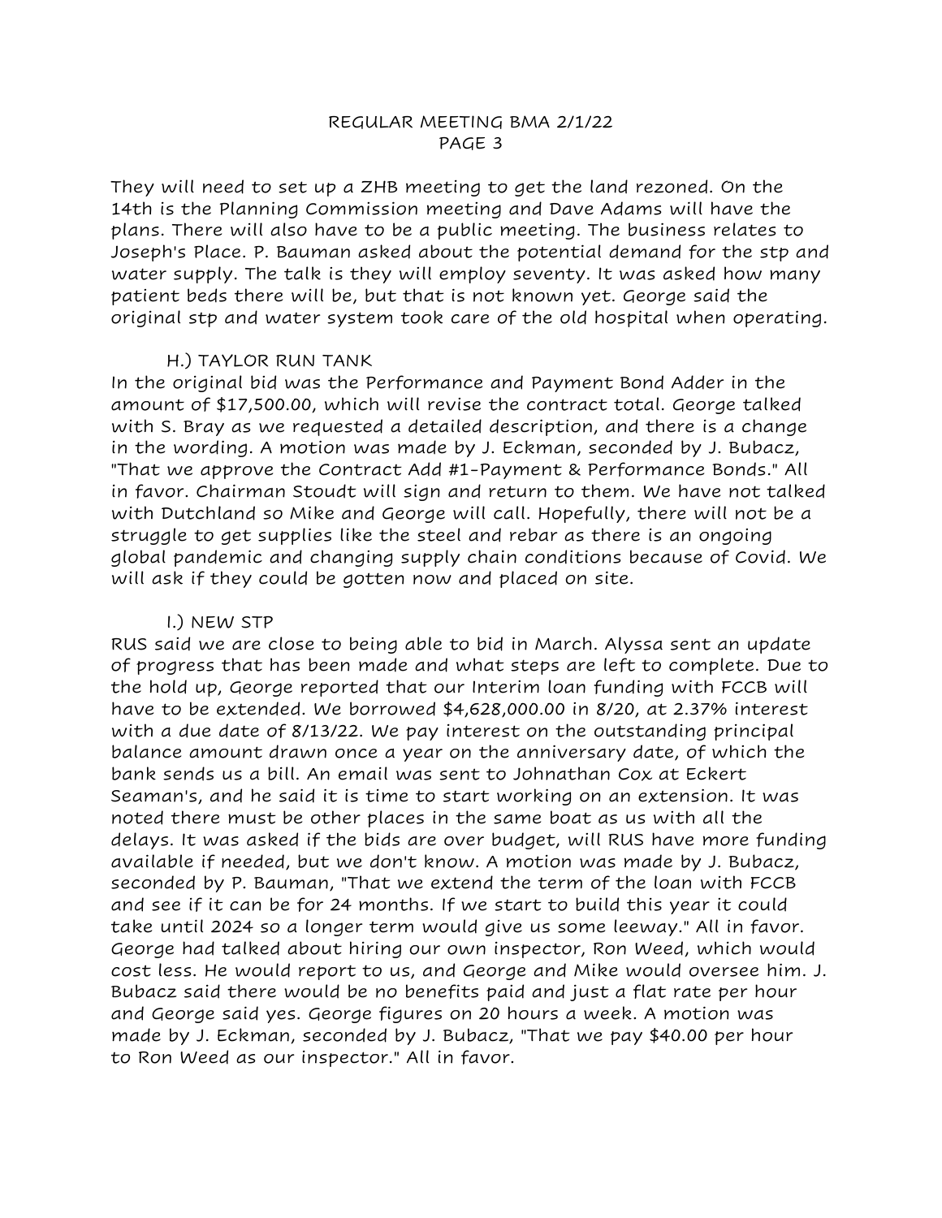They will need to set up a ZHB meeting to get the land rezoned. On the 14th is the Planning Commission meeting and Dave Adams will have the plans. There will also have to be a public meeting. The business relates to Joseph's Place. P. Bauman asked about the potential demand for the stp and water supply. The talk is they will employ seventy. It was asked how many patient beds there will be, but that is not known yet. George said the original stp and water system took care of the old hospital when operating.

### H.) TAYLOR RUN TANK

In the original bid was the Performance and Payment Bond Adder in the amount of $17,500.00, which will revise the contract total. George talked with S. Bray as we requested a detailed description, and there is a change in the wording. A motion was made by J. Eckman, seconded by J. Bubacz, "That we approve the Contract Add #1-Payment & Performance Bonds." All in favor. Chairman Stoudt will sign and return to them. We have not talked with Dutchland so Mike and George will call. Hopefully, there will not be a struggle to get supplies like the steel and rebar as there is an ongoing global pandemic and changing supply chain conditions because of Covid. We will ask if they could be gotten now and placed on site.

### I.) NEW STP

RUS said we are close to being able to bid in March. Alyssa sent an update of progress that has been made and what steps are left to complete. Due to the hold up, George reported that our Interim loan funding with FCCB will have to be extended. We borrowed $4,628,000.00 in 8/20, at 2.37% interest with a due date of 8/13/22. We pay interest on the outstanding principal balance amount drawn once a year on the anniversary date, of which the bank sends us a bill. An email was sent to Johnathan Cox at Eckert Seaman's, and he said it is time to start working on an extension. It was noted there must be other places in the same boat as us with all the delays. It was asked if the bids are over budget, will RUS have more funding available if needed, but we don't know. A motion was made by J. Bubacz, seconded by P. Bauman, "That we extend the term of the loan with FCCB and see if it can be for 24 months. If we start to build this year it could take until 2024 so a longer term would give us some leeway." All in favor. George had talked about hiring our own inspector, Ron Weed, which would cost less. He would report to us, and George and Mike would oversee him. J. Bubacz said there would be no benefits paid and just a flat rate per hour and George said yes. George figures on 20 hours a week. A motion was made by J. Eckman, seconded by J. Bubacz, "That we pay $40.00 per hour to Ron Weed as our inspector." All in favor.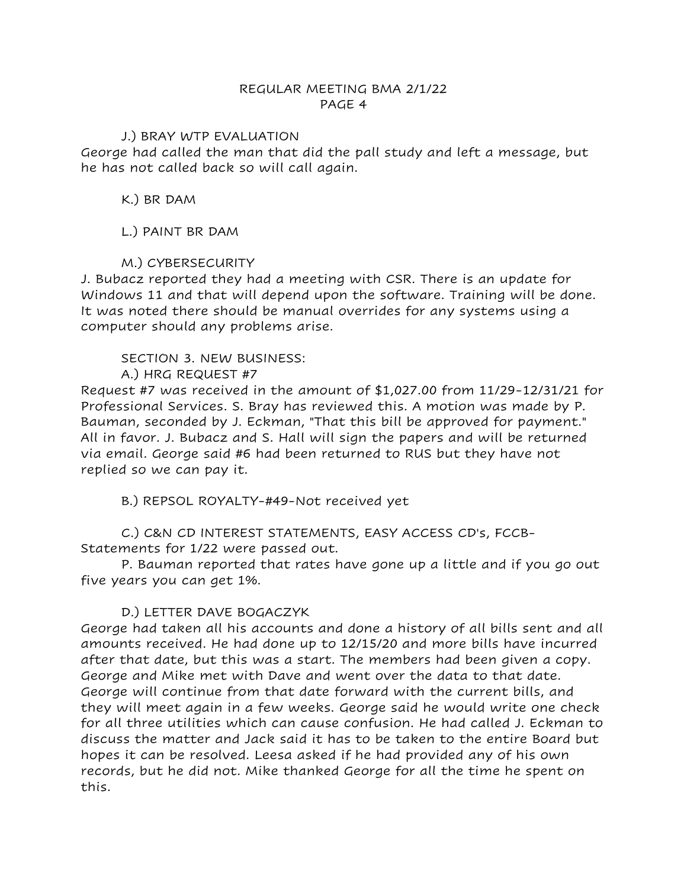REGULAR MEETING BMA 2/1/22
PAGE 4

J.) BRAY WTP EVALUATION

George had called the man that did the pall study and left a message, but he has not called back so will call again.

K.) BR DAM

L.) PAINT BR DAM

M.) CYBERSECURITY

J. Bubacz reported they had a meeting with CSR. There is an update for Windows 11 and that will depend upon the software. Training will be done. It was noted there should be manual overrides for any systems using a computer should any problems arise.

SECTION 3. NEW BUSINESS:

A.) HRG REQUEST #7

Request #7 was received in the amount of $1,027.00 from 11/29-12/31/21 for Professional Services. S. Bray has reviewed this. A motion was made by P. Bauman, seconded by J. Eckman, "That this bill be approved for payment." All in favor. J. Bubacz and S. Hall will sign the papers and will be returned via email. George said #6 had been returned to RUS but they have not replied so we can pay it.

B.) REPSOL ROYALTY-#49-Not received yet

C.) C&N CD INTEREST STATEMENTS, EASY ACCESS CD's, FCCB-Statements for 1/22 were passed out.

P. Bauman reported that rates have gone up a little and if you go out five years you can get 1%.

D.) LETTER DAVE BOGACZYK

George had taken all his accounts and done a history of all bills sent and all amounts received. He had done up to 12/15/20 and more bills have incurred after that date, but this was a start. The members had been given a copy. George and Mike met with Dave and went over the data to that date. George will continue from that date forward with the current bills, and they will meet again in a few weeks. George said he would write one check for all three utilities which can cause confusion. He had called J. Eckman to discuss the matter and Jack said it has to be taken to the entire Board but hopes it can be resolved. Leesa asked if he had provided any of his own records, but he did not. Mike thanked George for all the time he spent on this.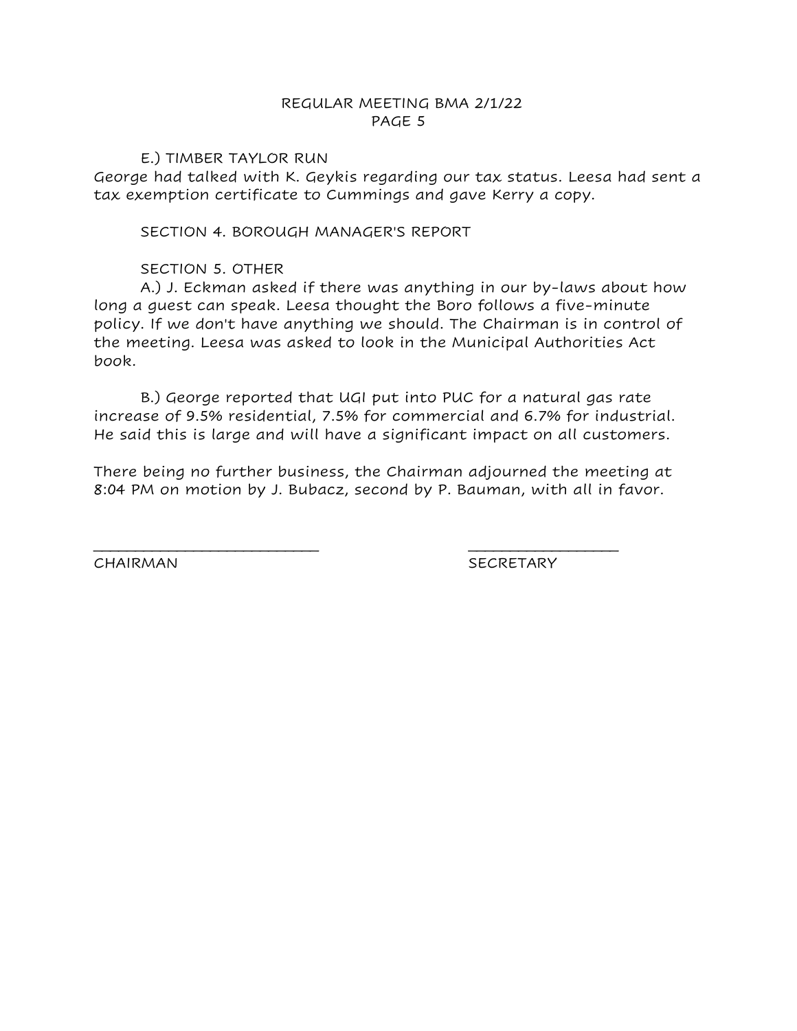REGULAR MEETING BMA 2/1/22
PAGE 5

E.) TIMBER TAYLOR RUN

George had talked with K. Geykis regarding our tax status. Leesa had sent a tax exemption certificate to Cummings and gave Kerry a copy.

SECTION 4. BOROUGH MANAGER'S REPORT

SECTION 5. OTHER

A.) J. Eckman asked if there was anything in our by-laws about how long a guest can speak. Leesa thought the Boro follows a five-minute policy. If we don't have anything we should. The Chairman is in control of the meeting. Leesa was asked to look in the Municipal Authorities Act book.

B.) George reported that UGI put into PUC for a natural gas rate increase of 9.5% residential, 7.5% for commercial and 6.7% for industrial. He said this is large and will have a significant impact on all customers.

There being no further business, the Chairman adjourned the meeting at 8:04 PM on motion by J. Bubacz, second by P. Bauman, with all in favor.

\_\_\_\_\_\_\_\_\_\_\_\_\_\_\_\_\_\_\_\_\_\_\_\_\_\_\_\_ \_\_\_\_\_\_\_\_\_\_\_\_\_\_\_\_\_\_\_\_\_\_

CHAIRMAN SECRETARY